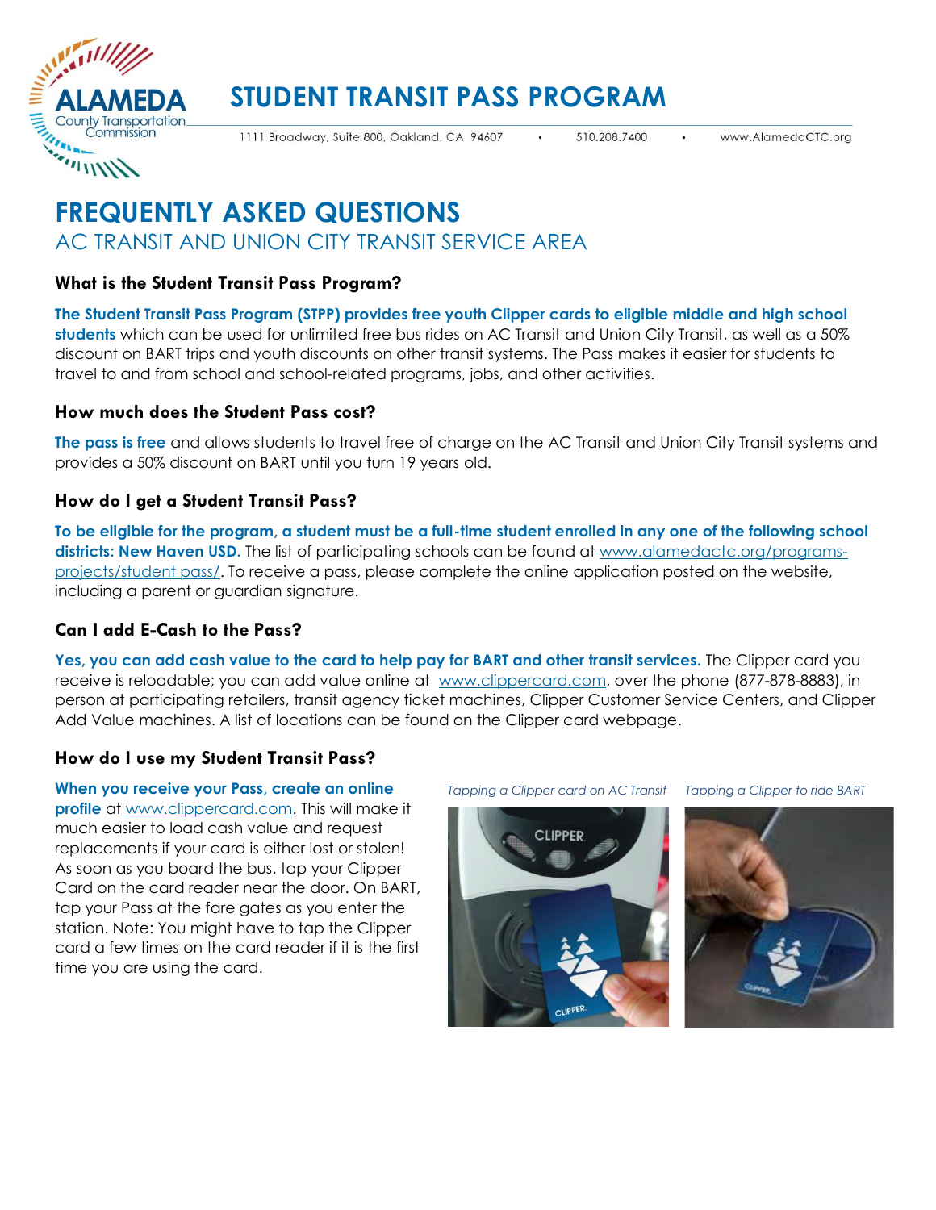# STUDENT TRANSIT PASS PROGRAM

1111 Broadway, Suite 800, Oakland, CA 94607 • 510.208.7400 • www.AlamedaCTC.org

## FREQUENTLY ASKED QUESTIONS

AC TRANSIT AND UNION CITY TRANSIT SERVICE AREA

### What is the Student Transit Pass Program?

**The Student Transit Pass Program (STPP) provides free youth Clipper cards to eligible middle and high school students** which can be used for unlimited free bus rides on AC Transit and Union City Transit, as well as a 50% discount on BART trips and youth discounts on other transit systems. The Pass makes it easier for students to travel to and from school and school-related programs, jobs, and other activities.

### How much does the Student Pass cost?

**The pass is free** and allows students to travel free of charge on the AC Transit and Union City Transit systems and provides a 50% discount on BART until you turn 19 years old.

### How do I get a Student Transit Pass?

**To be eligible for the program, a student must be a full-time student enrolled in any one of the following school districts: New Haven USD.** The list of participating schools can be found at www.alamedactc.org/programs-projects/student pass/. To receive a pass, please complete the online application posted on the website, including a parent or guardian signature.

### Can I add E-Cash to the Pass?

**Yes, you can add cash value to the card to help pay for BART and other transit services.** The Clipper card you receive is reloadable; you can add value online at www.clippercard.com, over the phone (877-878-8883), in person at participating retailers, transit agency ticket machines, Clipper Customer Service Centers, and Clipper Add Value machines. A list of locations can be found on the Clipper card webpage.

### How do I use my Student Transit Pass?

**When you receive your Pass, create an online profile** at www.clippercard.com. This will make it much easier to load cash value and request replacements if your card is either lost or stolen! As soon as you board the bus, tap your Clipper Card on the card reader near the door. On BART, tap your Pass at the fare gates as you enter the station. Note: You might have to tap the Clipper card a few times on the card reader if it is the first time you are using the card.

*Tapping a Clipper card on AC Transit*

*Tapping a Clipper to ride BART*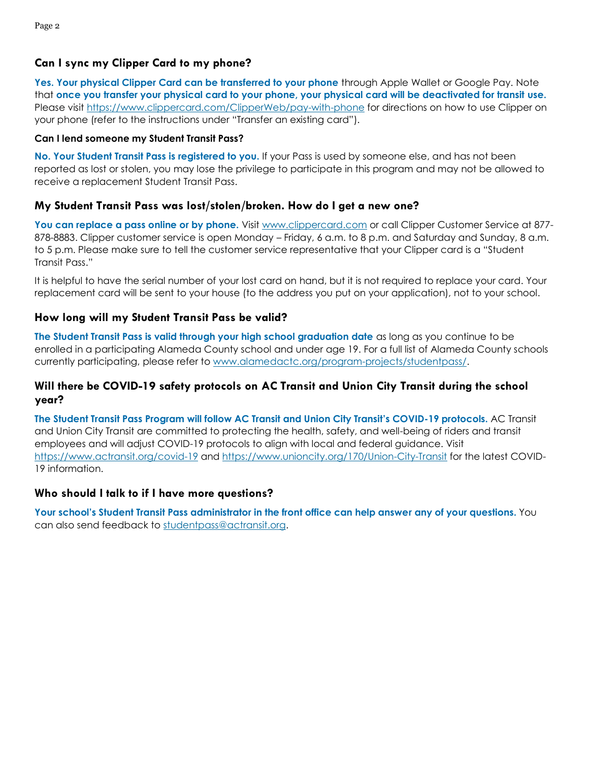### Can I sync my Clipper Card to my phone?

**Yes. Your physical Clipper Card can be transferred to your phone** through Apple Wallet or Google Pay. Note that **once you transfer your physical card to your phone, your physical card will be deactivated for transit use.** Please visit https://www.clippercard.com/ClipperWeb/pay-with-phone for directions on how to use Clipper on your phone (refer to the instructions under "Transfer an existing card").

#### Can I lend someone my Student Transit Pass?

**No. Your Student Transit Pass is registered to you.** If your Pass is used by someone else, and has not been reported as lost or stolen, you may lose the privilege to participate in this program and may not be allowed to receive a replacement Student Transit Pass.

### My Student Transit Pass was lost/stolen/broken. How do I get a new one?

**You can replace a pass online or by phone.** Visit www.clippercard.com or call Clipper Customer Service at 877-878-8883. Clipper customer service is open Monday – Friday, 6 a.m. to 8 p.m. and Saturday and Sunday, 8 a.m. to 5 p.m. Please make sure to tell the customer service representative that your Clipper card is a "Student Transit Pass."

It is helpful to have the serial number of your lost card on hand, but it is not required to replace your card. Your replacement card will be sent to your house (to the address you put on your application), not to your school.

### How long will my Student Transit Pass be valid?

**The Student Transit Pass is valid through your high school graduation date** as long as you continue to be enrolled in a participating Alameda County school and under age 19. For a full list of Alameda County schools currently participating, please refer to www.alamedactc.org/program-projects/studentpass/.

### Will there be COVID-19 safety protocols on AC Transit and Union City Transit during the school year?

**The Student Transit Pass Program will follow AC Transit and Union City Transit's COVID-19 protocols.** AC Transit and Union City Transit are committed to protecting the health, safety, and well-being of riders and transit employees and will adjust COVID-19 protocols to align with local and federal guidance. Visit https://www.actransit.org/covid-19 and https://www.unioncity.org/170/Union-City-Transit for the latest COVID-19 information.

### Who should I talk to if I have more questions?

**Your school's Student Transit Pass administrator in the front office can help answer any of your questions.** You can also send feedback to studentpass@actransit.org.